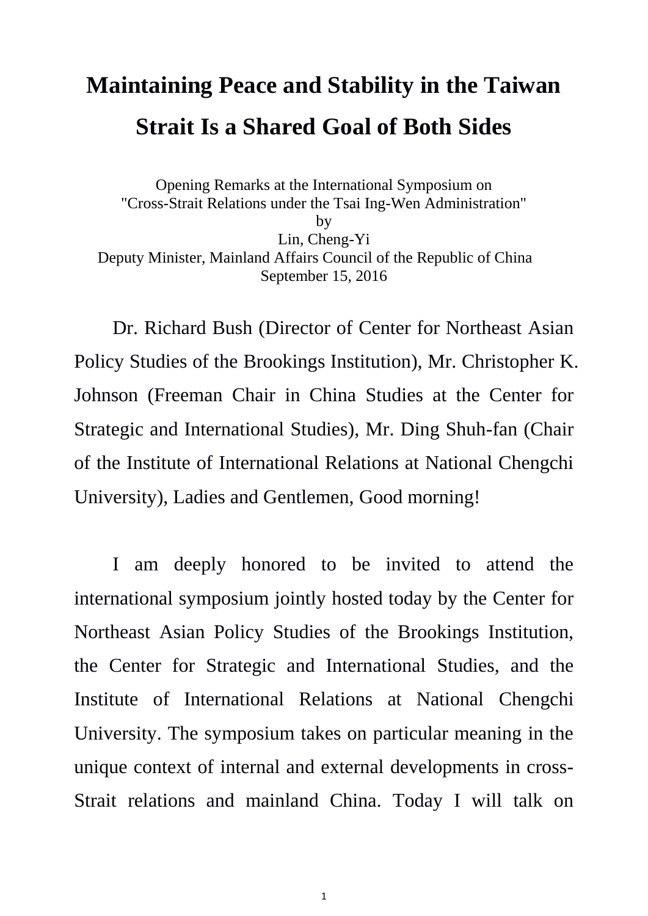# Maintaining Peace and Stability in the Taiwan Strait Is a Shared Goal of Both Sides

Opening Remarks at the International Symposium on
"Cross-Strait Relations under the Tsai Ing-Wen Administration"
by
Lin, Cheng-Yi
Deputy Minister, Mainland Affairs Council of the Republic of China
September 15, 2016

Dr. Richard Bush (Director of Center for Northeast Asian Policy Studies of the Brookings Institution), Mr. Christopher K. Johnson (Freeman Chair in China Studies at the Center for Strategic and International Studies), Mr. Ding Shuh-fan (Chair of the Institute of International Relations at National Chengchi University), Ladies and Gentlemen, Good morning!

I am deeply honored to be invited to attend the international symposium jointly hosted today by the Center for Northeast Asian Policy Studies of the Brookings Institution, the Center for Strategic and International Studies, and the Institute of International Relations at National Chengchi University. The symposium takes on particular meaning in the unique context of internal and external developments in cross-Strait relations and mainland China. Today I will talk on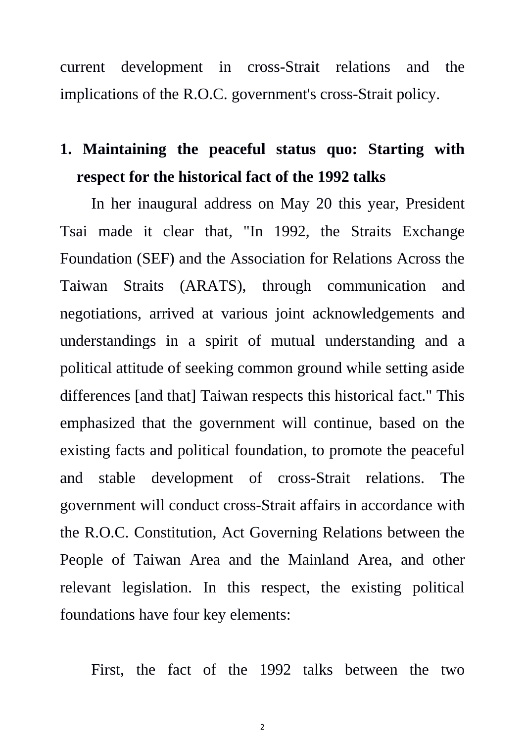current development in cross-Strait relations and the implications of the R.O.C. government's cross-Strait policy.

## 1. Maintaining the peaceful status quo: Starting with respect for the historical fact of the 1992 talks

In her inaugural address on May 20 this year, President Tsai made it clear that, "In 1992, the Straits Exchange Foundation (SEF) and the Association for Relations Across the Taiwan Straits (ARATS), through communication and negotiations, arrived at various joint acknowledgements and understandings in a spirit of mutual understanding and a political attitude of seeking common ground while setting aside differences [and that] Taiwan respects this historical fact." This emphasized that the government will continue, based on the existing facts and political foundation, to promote the peaceful and stable development of cross-Strait relations. The government will conduct cross-Strait affairs in accordance with the R.O.C. Constitution, Act Governing Relations between the People of Taiwan Area and the Mainland Area, and other relevant legislation. In this respect, the existing political foundations have four key elements:

First, the fact of the 1992 talks between the two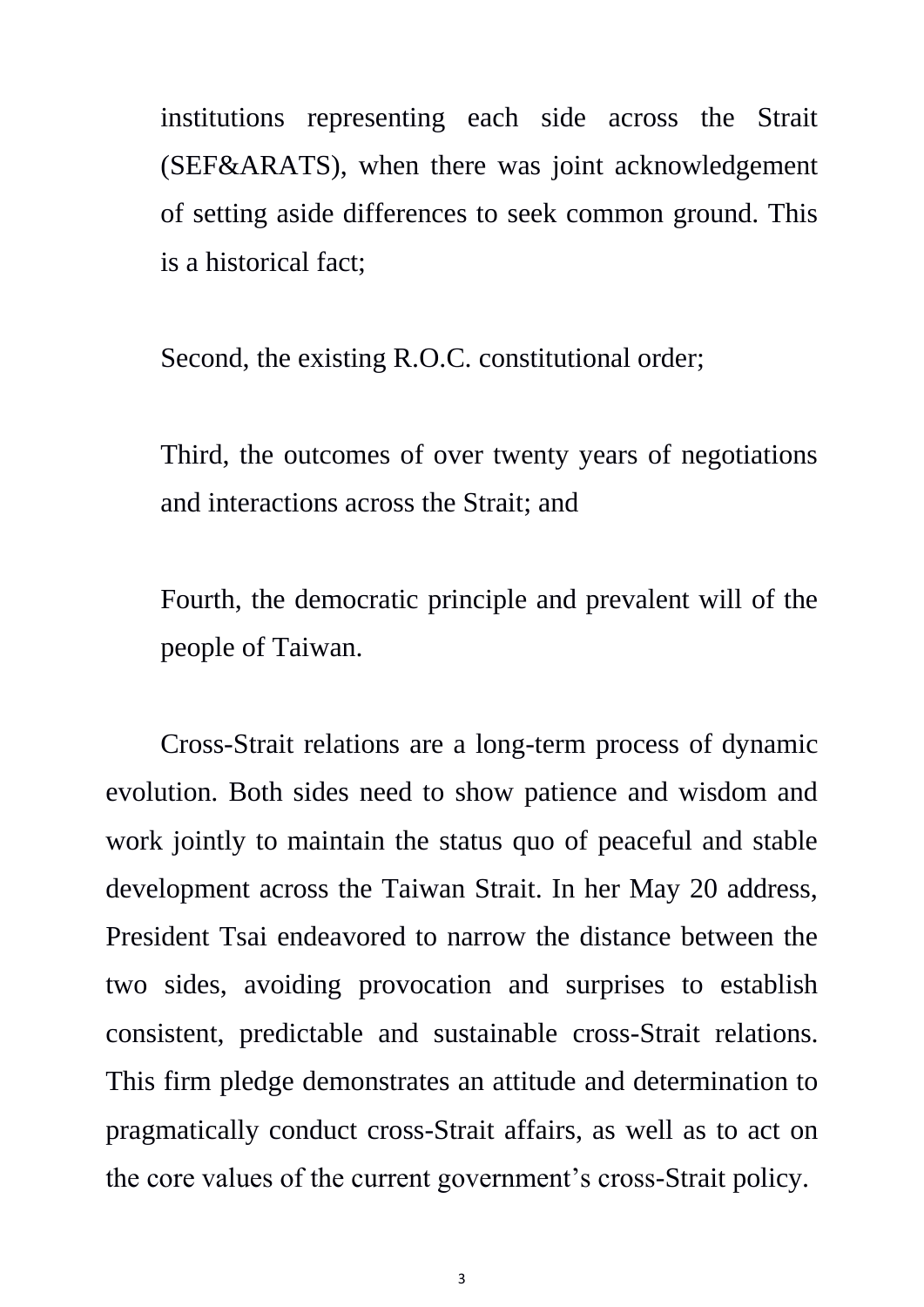institutions representing each side across the Strait (SEF&ARATS), when there was joint acknowledgement of setting aside differences to seek common ground. This is a historical fact;

Second, the existing R.O.C. constitutional order;

Third, the outcomes of over twenty years of negotiations and interactions across the Strait; and

Fourth, the democratic principle and prevalent will of the people of Taiwan.

Cross-Strait relations are a long-term process of dynamic evolution. Both sides need to show patience and wisdom and work jointly to maintain the status quo of peaceful and stable development across the Taiwan Strait. In her May 20 address, President Tsai endeavored to narrow the distance between the two sides, avoiding provocation and surprises to establish consistent, predictable and sustainable cross-Strait relations. This firm pledge demonstrates an attitude and determination to pragmatically conduct cross-Strait affairs, as well as to act on the core values of the current government's cross-Strait policy.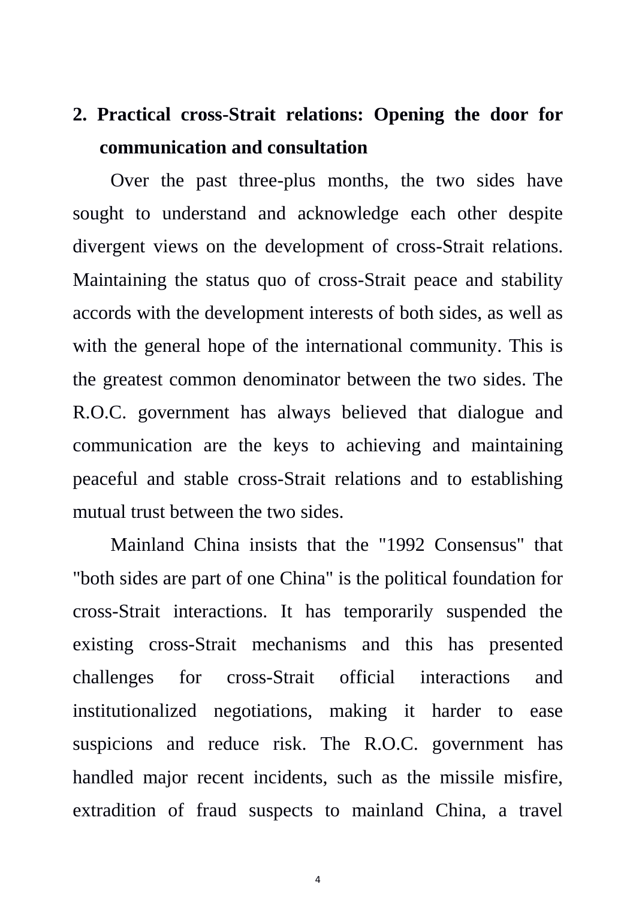## 2. Practical cross-Strait relations: Opening the door for communication and consultation

Over the past three-plus months, the two sides have sought to understand and acknowledge each other despite divergent views on the development of cross-Strait relations. Maintaining the status quo of cross-Strait peace and stability accords with the development interests of both sides, as well as with the general hope of the international community. This is the greatest common denominator between the two sides. The R.O.C. government has always believed that dialogue and communication are the keys to achieving and maintaining peaceful and stable cross-Strait relations and to establishing mutual trust between the two sides.

Mainland China insists that the "1992 Consensus" that "both sides are part of one China" is the political foundation for cross-Strait interactions. It has temporarily suspended the existing cross-Strait mechanisms and this has presented challenges for cross-Strait official interactions and institutionalized negotiations, making it harder to ease suspicions and reduce risk. The R.O.C. government has handled major recent incidents, such as the missile misfire, extradition of fraud suspects to mainland China, a travel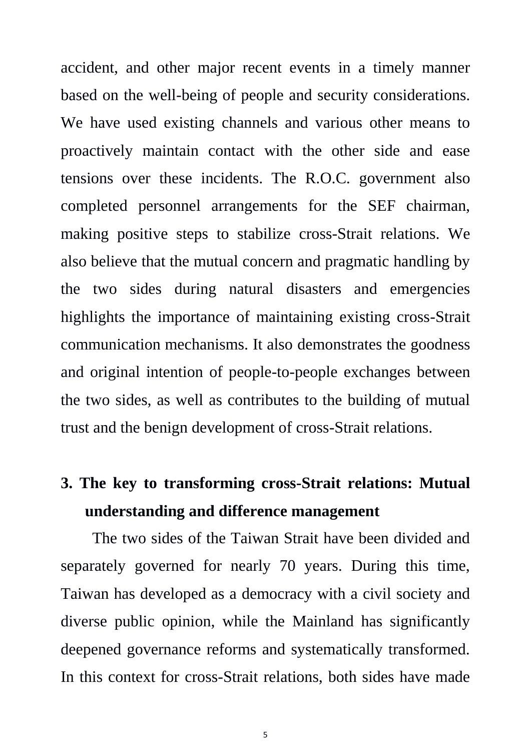accident, and other major recent events in a timely manner based on the well-being of people and security considerations. We have used existing channels and various other means to proactively maintain contact with the other side and ease tensions over these incidents. The R.O.C. government also completed personnel arrangements for the SEF chairman, making positive steps to stabilize cross-Strait relations. We also believe that the mutual concern and pragmatic handling by the two sides during natural disasters and emergencies highlights the importance of maintaining existing cross-Strait communication mechanisms. It also demonstrates the goodness and original intention of people-to-people exchanges between the two sides, as well as contributes to the building of mutual trust and the benign development of cross-Strait relations.

## 3. The key to transforming cross-Strait relations: Mutual understanding and difference management

The two sides of the Taiwan Strait have been divided and separately governed for nearly 70 years. During this time, Taiwan has developed as a democracy with a civil society and diverse public opinion, while the Mainland has significantly deepened governance reforms and systematically transformed. In this context for cross-Strait relations, both sides have made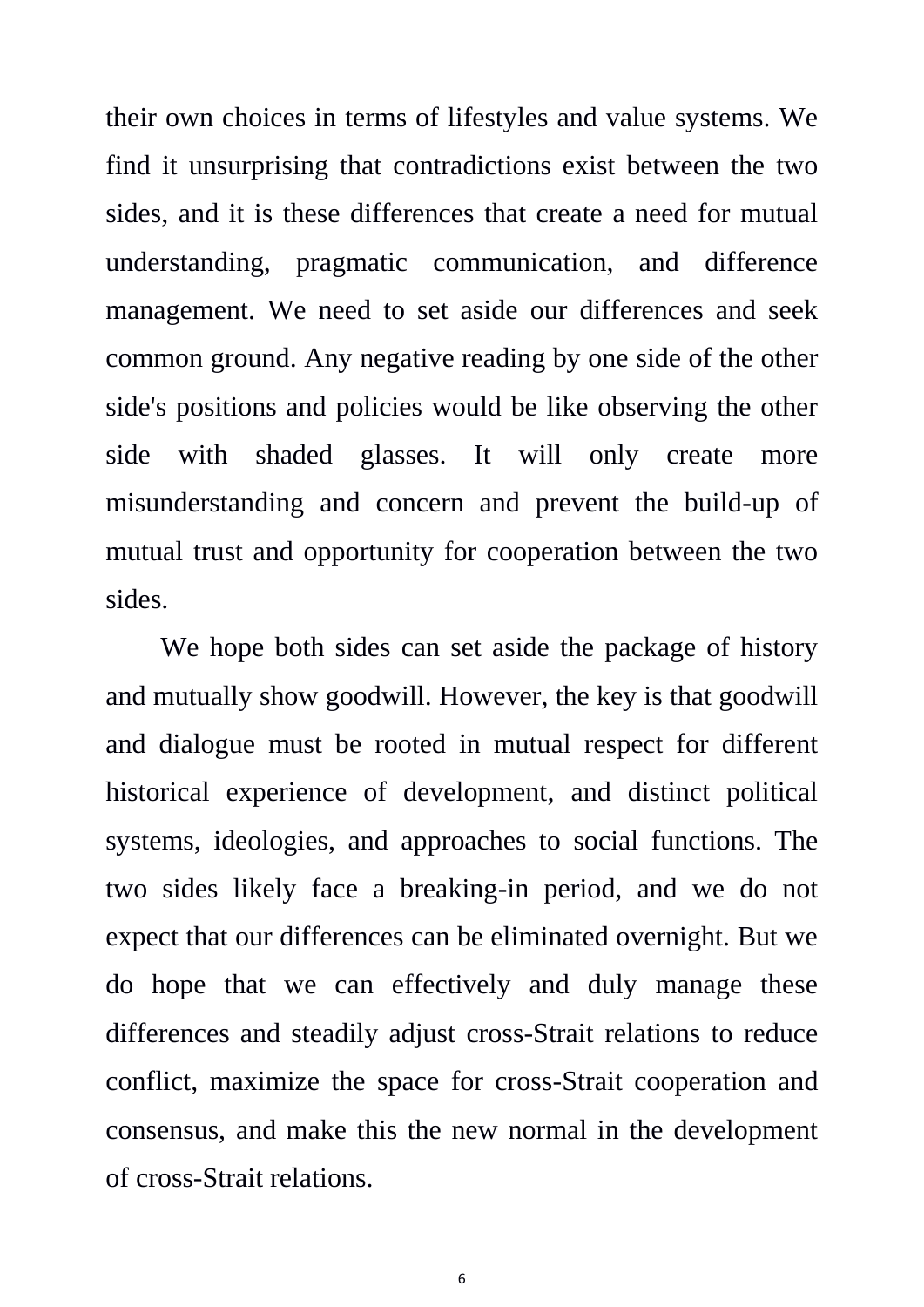their own choices in terms of lifestyles and value systems. We find it unsurprising that contradictions exist between the two sides, and it is these differences that create a need for mutual understanding, pragmatic communication, and difference management. We need to set aside our differences and seek common ground. Any negative reading by one side of the other side's positions and policies would be like observing the other side with shaded glasses. It will only create more misunderstanding and concern and prevent the build-up of mutual trust and opportunity for cooperation between the two sides.

We hope both sides can set aside the package of history and mutually show goodwill. However, the key is that goodwill and dialogue must be rooted in mutual respect for different historical experience of development, and distinct political systems, ideologies, and approaches to social functions. The two sides likely face a breaking-in period, and we do not expect that our differences can be eliminated overnight. But we do hope that we can effectively and duly manage these differences and steadily adjust cross-Strait relations to reduce conflict, maximize the space for cross-Strait cooperation and consensus, and make this the new normal in the development of cross-Strait relations.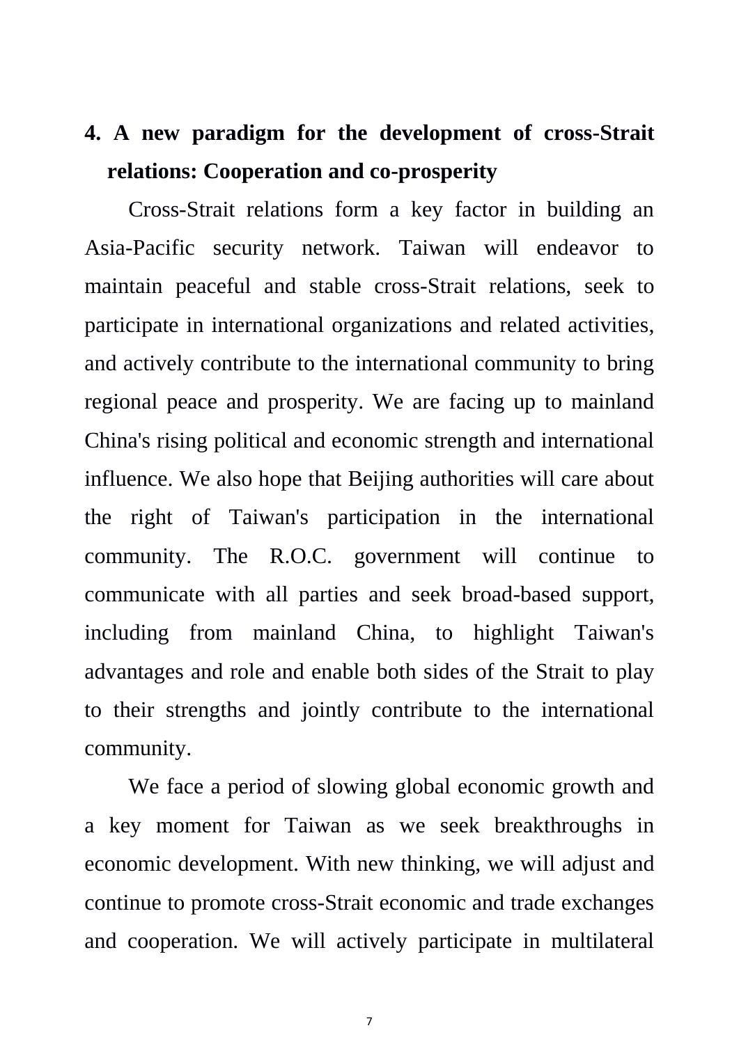**4. A new paradigm for the development of cross-Strait relations: Cooperation and co-prosperity**

Cross-Strait relations form a key factor in building an Asia-Pacific security network. Taiwan will endeavor to maintain peaceful and stable cross-Strait relations, seek to participate in international organizations and related activities, and actively contribute to the international community to bring regional peace and prosperity. We are facing up to mainland China's rising political and economic strength and international influence. We also hope that Beijing authorities will care about the right of Taiwan's participation in the international community. The R.O.C. government will continue to communicate with all parties and seek broad-based support, including from mainland China, to highlight Taiwan's advantages and role and enable both sides of the Strait to play to their strengths and jointly contribute to the international community.

We face a period of slowing global economic growth and a key moment for Taiwan as we seek breakthroughs in economic development. With new thinking, we will adjust and continue to promote cross-Strait economic and trade exchanges and cooperation. We will actively participate in multilateral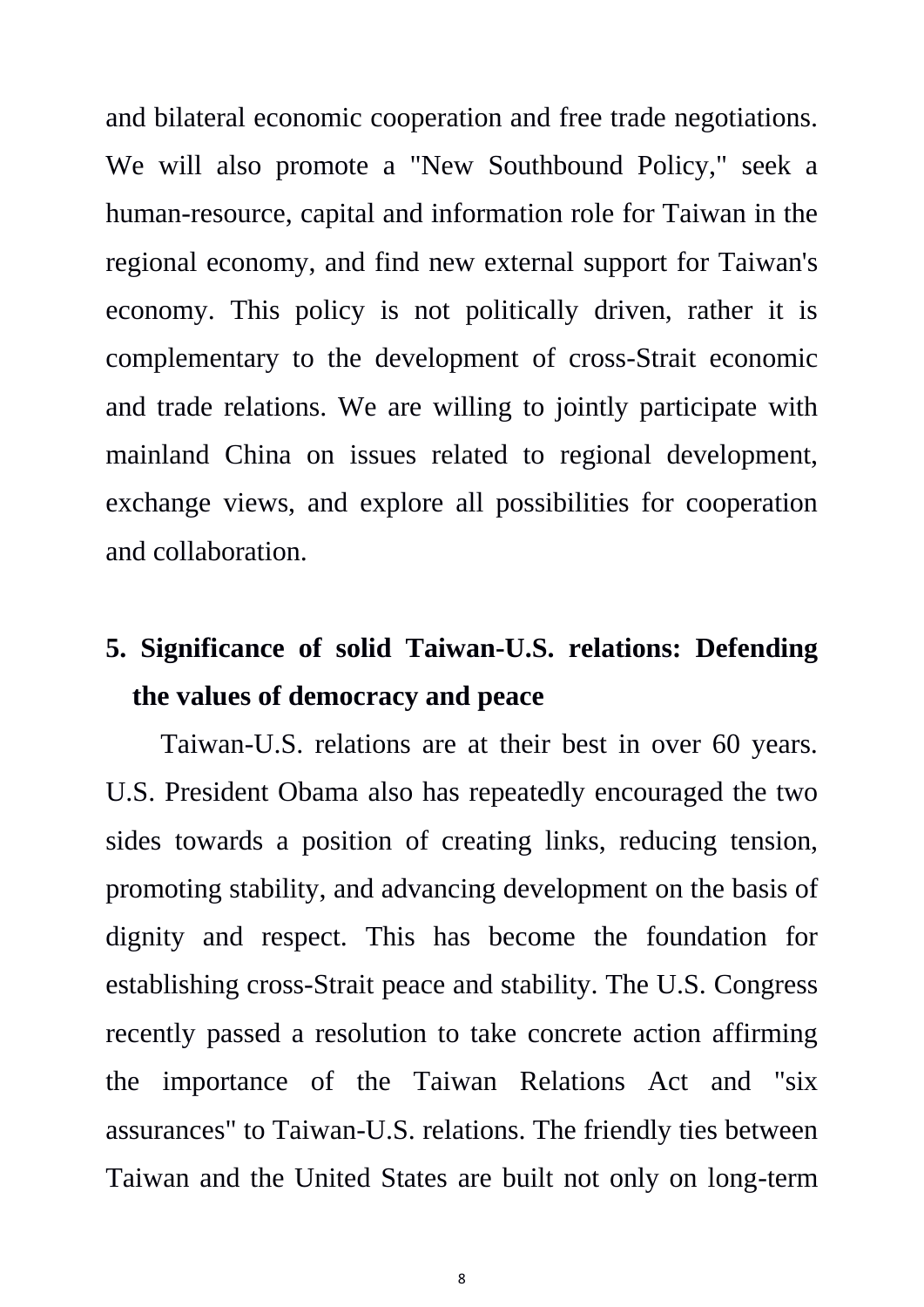and bilateral economic cooperation and free trade negotiations. We will also promote a "New Southbound Policy," seek a human-resource, capital and information role for Taiwan in the regional economy, and find new external support for Taiwan's economy. This policy is not politically driven, rather it is complementary to the development of cross-Strait economic and trade relations. We are willing to jointly participate with mainland China on issues related to regional development, exchange views, and explore all possibilities for cooperation and collaboration.

**5. Significance of solid Taiwan-U.S. relations: Defending the values of democracy and peace**

Taiwan-U.S. relations are at their best in over 60 years. U.S. President Obama also has repeatedly encouraged the two sides towards a position of creating links, reducing tension, promoting stability, and advancing development on the basis of dignity and respect. This has become the foundation for establishing cross-Strait peace and stability. The U.S. Congress recently passed a resolution to take concrete action affirming the importance of the Taiwan Relations Act and "six assurances" to Taiwan-U.S. relations. The friendly ties between Taiwan and the United States are built not only on long-term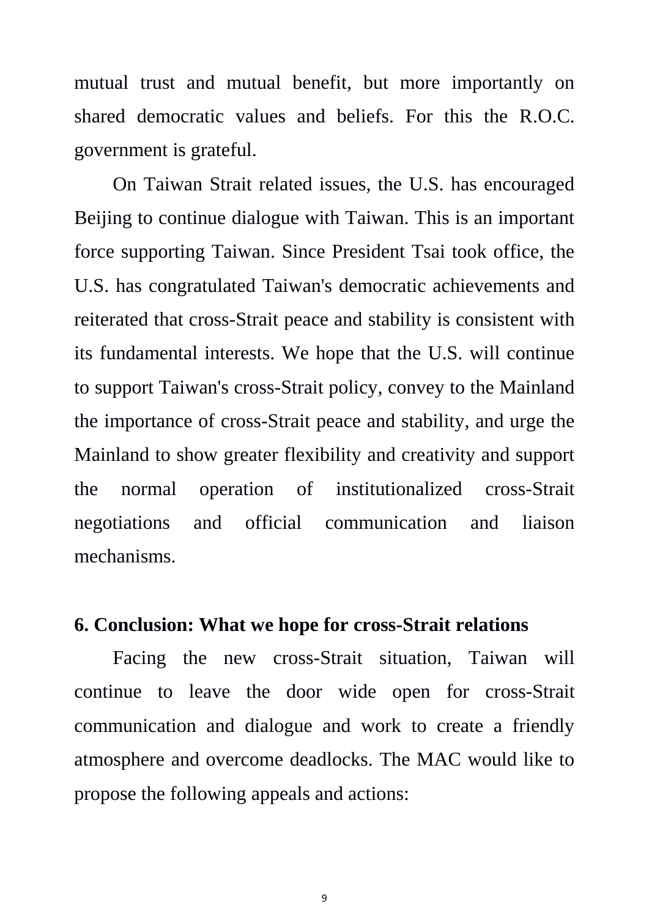mutual trust and mutual benefit, but more importantly on shared democratic values and beliefs. For this the R.O.C. government is grateful.

On Taiwan Strait related issues, the U.S. has encouraged Beijing to continue dialogue with Taiwan. This is an important force supporting Taiwan. Since President Tsai took office, the U.S. has congratulated Taiwan's democratic achievements and reiterated that cross-Strait peace and stability is consistent with its fundamental interests. We hope that the U.S. will continue to support Taiwan's cross-Strait policy, convey to the Mainland the importance of cross-Strait peace and stability, and urge the Mainland to show greater flexibility and creativity and support the normal operation of institutionalized cross-Strait negotiations and official communication and liaison mechanisms.

## 6. Conclusion: What we hope for cross-Strait relations

Facing the new cross-Strait situation, Taiwan will continue to leave the door wide open for cross-Strait communication and dialogue and work to create a friendly atmosphere and overcome deadlocks. The MAC would like to propose the following appeals and actions: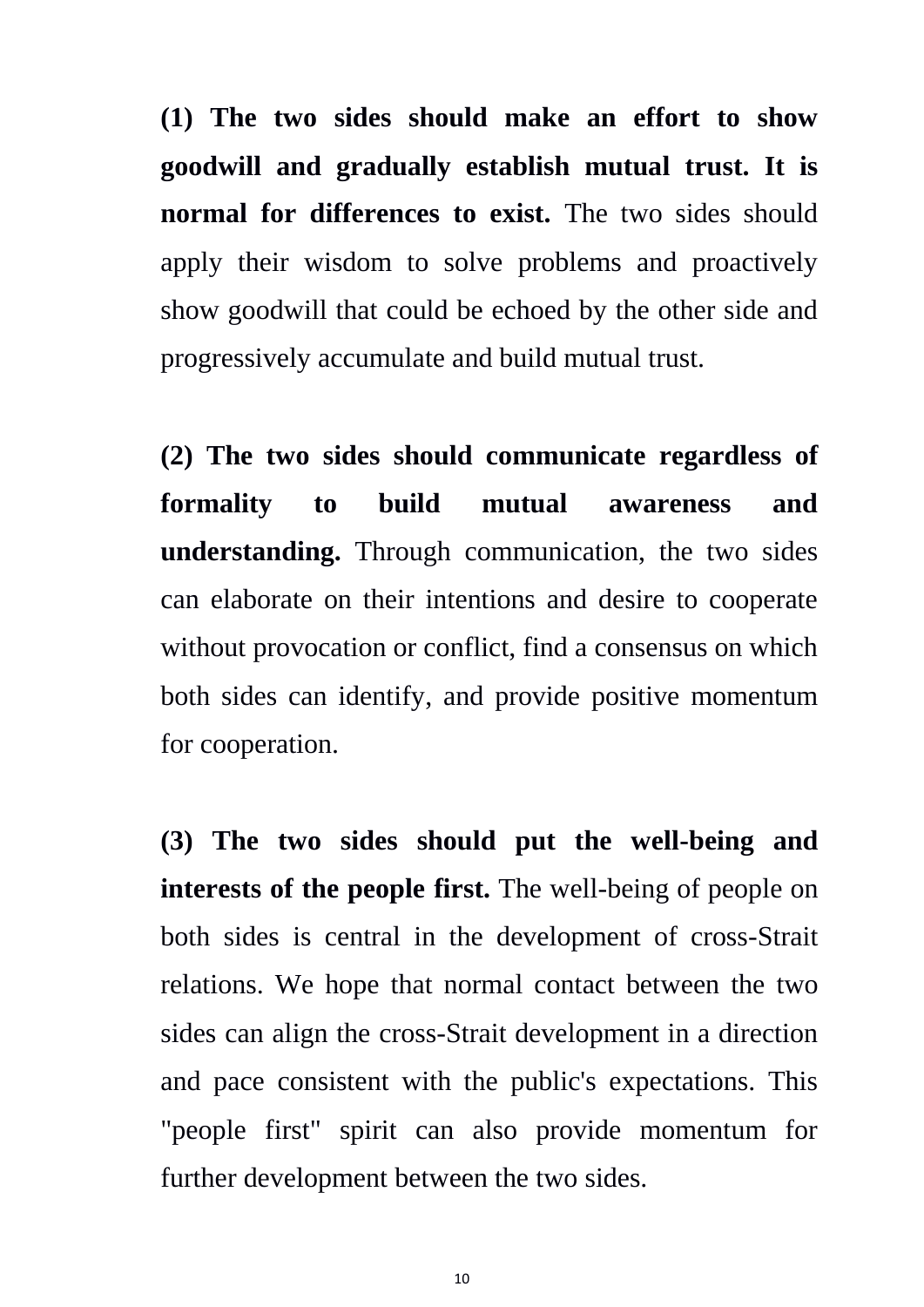**(1) The two sides should make an effort to show goodwill and gradually establish mutual trust. It is normal for differences to exist.** The two sides should apply their wisdom to solve problems and proactively show goodwill that could be echoed by the other side and progressively accumulate and build mutual trust.

**(2) The two sides should communicate regardless of formality to build mutual awareness and understanding.** Through communication, the two sides can elaborate on their intentions and desire to cooperate without provocation or conflict, find a consensus on which both sides can identify, and provide positive momentum for cooperation.

**(3) The two sides should put the well-being and interests of the people first.** The well-being of people on both sides is central in the development of cross-Strait relations. We hope that normal contact between the two sides can align the cross-Strait development in a direction and pace consistent with the public's expectations. This "people first" spirit can also provide momentum for further development between the two sides.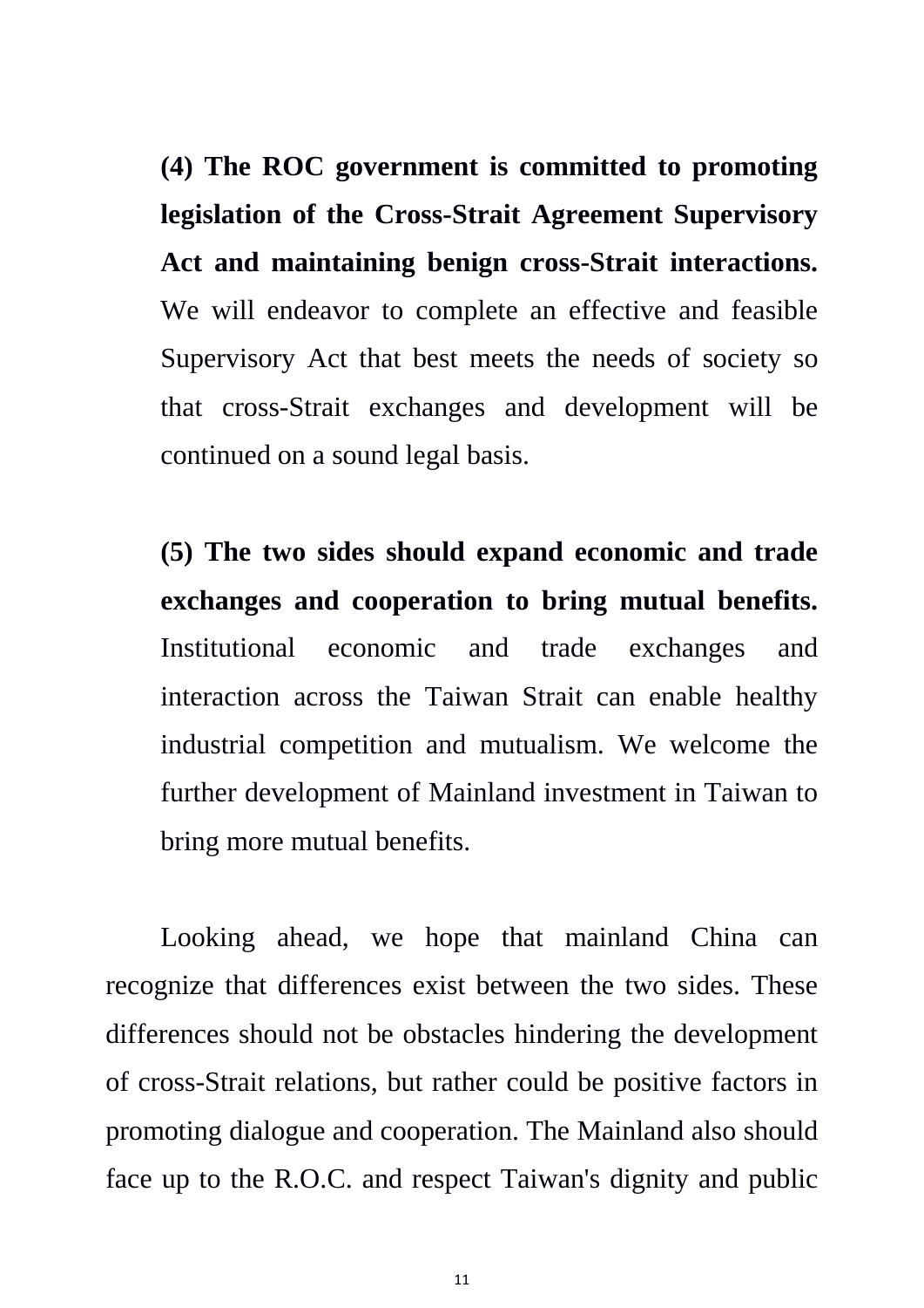**(4) The ROC government is committed to promoting legislation of the Cross-Strait Agreement Supervisory Act and maintaining benign cross-Strait interactions.** We will endeavor to complete an effective and feasible Supervisory Act that best meets the needs of society so that cross-Strait exchanges and development will be continued on a sound legal basis.

**(5) The two sides should expand economic and trade exchanges and cooperation to bring mutual benefits.** Institutional economic and trade exchanges and interaction across the Taiwan Strait can enable healthy industrial competition and mutualism. We welcome the further development of Mainland investment in Taiwan to bring more mutual benefits.

Looking ahead, we hope that mainland China can recognize that differences exist between the two sides. These differences should not be obstacles hindering the development of cross-Strait relations, but rather could be positive factors in promoting dialogue and cooperation. The Mainland also should face up to the R.O.C. and respect Taiwan's dignity and public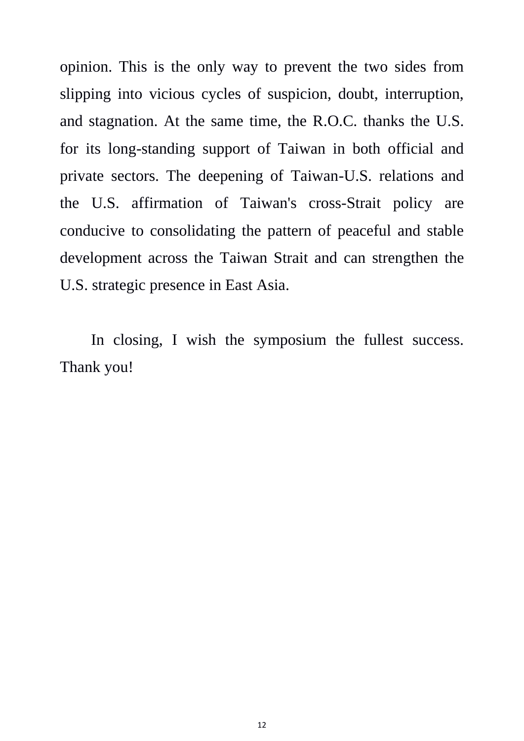opinion. This is the only way to prevent the two sides from slipping into vicious cycles of suspicion, doubt, interruption, and stagnation. At the same time, the R.O.C. thanks the U.S. for its long-standing support of Taiwan in both official and private sectors. The deepening of Taiwan-U.S. relations and the U.S. affirmation of Taiwan's cross-Strait policy are conducive to consolidating the pattern of peaceful and stable development across the Taiwan Strait and can strengthen the U.S. strategic presence in East Asia.

In closing, I wish the symposium the fullest success. Thank you!